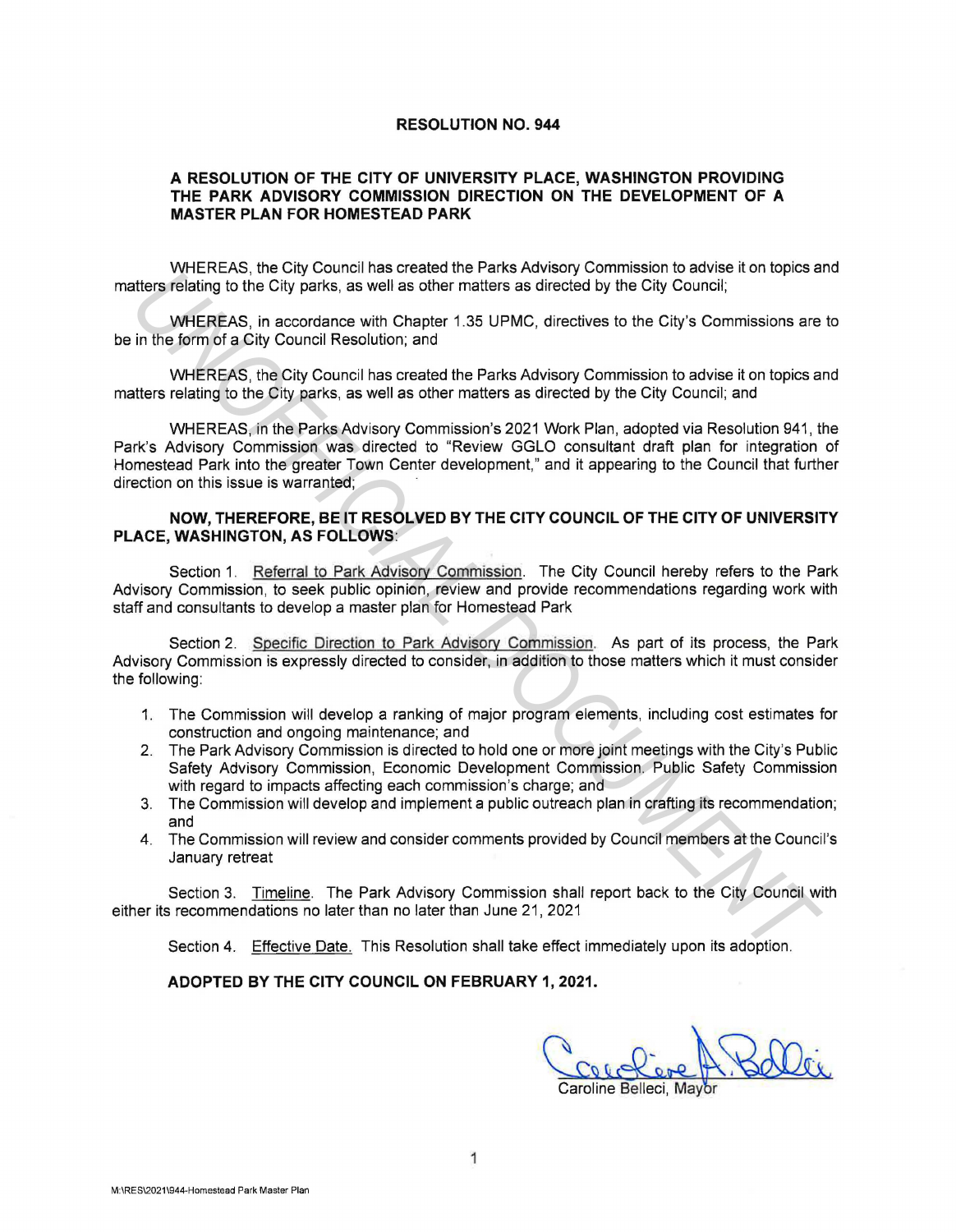**RESOLUTION NO. 944**

**A RESOLUTION OF THE CITY OF UNIVERSITY PLACE, WASHINGTON PROVIDING THE PARK ADVISORY COMMISSION DIRECTION ON THE DEVELOPMENT OF A MASTER PLAN FOR HOMESTEAD PARK**

WHEREAS, the City Council has created the Parks Advisory Commission to advise it on topics and matters relating to the City parks, as well as other matters as directed by the City Council;

WHEREAS, in accordance with Chapter 1.35 UPMC, directives to the City's Commissions are to be in the form of a City Council Resolution; and

WHEREAS, the City Council has created the Parks Advisory Commission to advise it on topics and matters relating to the City parks, as well as other matters as directed by the City Council; and

WHEREAS, in the Parks Advisory Commission's 2021 Work Plan, adopted via Resolution 941, the Park's Advisory Commission was directed to "Review GGLO consultant draft plan for integration of Homestead Park into the greater Town Center development," and it appearing to the Council that further direction on this issue is warranted;

**NOW, THEREFORE, BE IT RESOLVED BY THE CITY COUNCIL OF THE CITY OF UNIVERSITY PLACE, WASHINGTON, AS FOLLOWS:**

Section 1. Referral to Park Advisory Commission. The City Council hereby refers to the Park Advisory Commission, to seek public opinion, review and provide recommendations regarding work with staff and consultants to develop a master plan for Homestead Park

Section 2. Specific Direction to Park Advisory Commission. As part of its process, the Park Advisory Commission is expressly directed to consider, in addition to those matters which it must consider the following:

1. The Commission will develop a ranking of major program elements, including cost estimates for construction and ongoing maintenance; and
2. The Park Advisory Commission is directed to hold one or more joint meetings with the City's Public Safety Advisory Commission, Economic Development Commission, Public Safety Commission with regard to impacts affecting each commission's charge; and
3. The Commission will develop and implement a public outreach plan in crafting its recommendation; and
4. The Commission will review and consider comments provided by Council members at the Council's January retreat

Section 3. Timeline. The Park Advisory Commission shall report back to the City Council with either its recommendations no later than no later than June 21, 2021

Section 4. Effective Date. This Resolution shall take effect immediately upon its adoption.

**ADOPTED BY THE CITY COUNCIL ON FEBRUARY 1, 2021.**

Caroline Belleci, Mayor

M:\RES\2021\944-Homestead Park Master Plan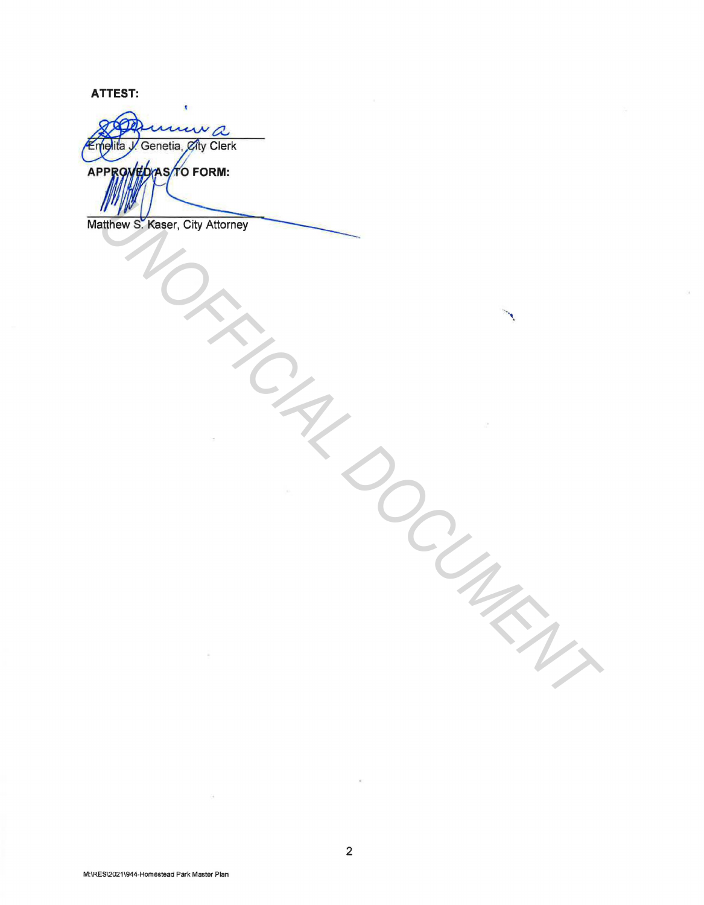**ATTEST:**

Emelita J. Genetia, City Clerk

**APPROVED AS TO FORM:**

Matthew S. Kaser, City Attorney

UNOFFICIAL DOCUMENT

M:\RES\2021\944-Homestead Park Master Plan